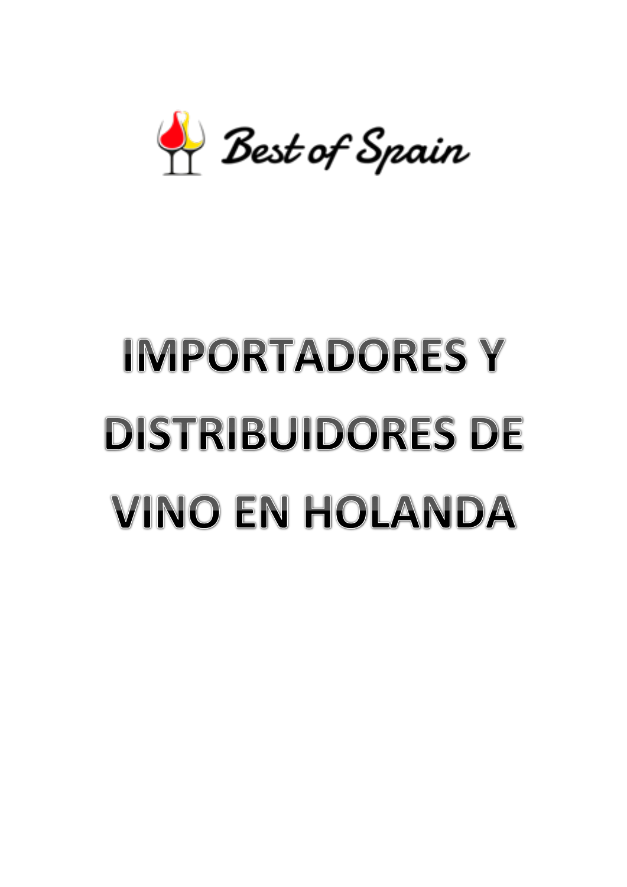Best of Spain

# IMPORTADORES Y DISTRIBUIDORES DE VINO EN HOLANDA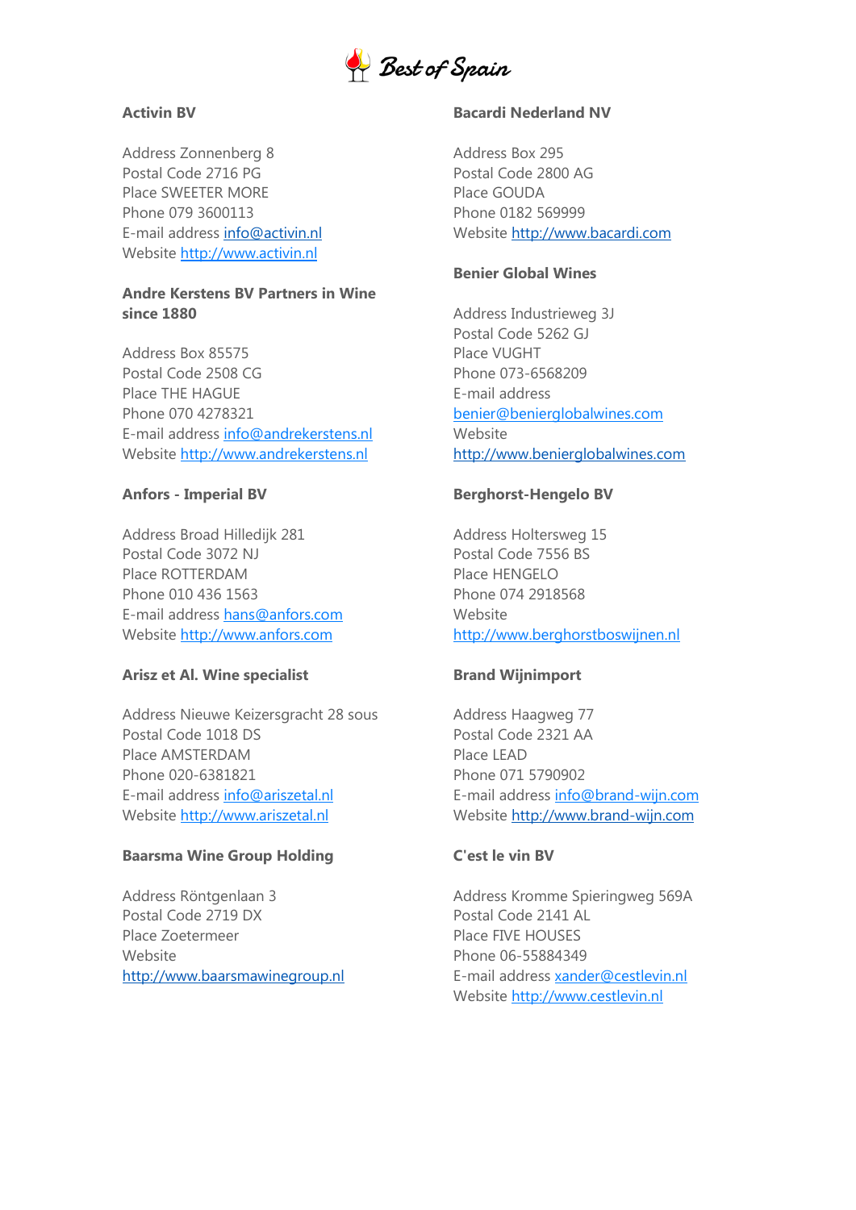### Activin BV

Address Zonnenberg 8
Postal Code 2716 PG
Place SWEETER MORE
Phone 079 3600113
E-mail address info@activin.nl
Website http://www.activin.nl

### Andre Kerstens BV Partners in Wine since 1880

Address Box 85575
Postal Code 2508 CG
Place THE HAGUE
Phone 070 4278321
E-mail address info@andrekerstens.nl
Website http://www.andrekerstens.nl

### Anfors - Imperial BV

Address Broad Hilledijk 281
Postal Code 3072 NJ
Place ROTTERDAM
Phone 010 436 1563
E-mail address hans@anfors.com
Website http://www.anfors.com

### Arisz et Al. Wine specialist

Address Nieuwe Keizersgracht 28 sous
Postal Code 1018 DS
Place AMSTERDAM
Phone 020-6381821
E-mail address info@ariszetal.nl
Website http://www.ariszetal.nl

### Baarsma Wine Group Holding

Address Röntgenlaan 3
Postal Code 2719 DX
Place Zoetermeer
Website
http://www.baarsmawinegroup.nl

### Bacardi Nederland NV

Address Box 295
Postal Code 2800 AG
Place GOUDA
Phone 0182 569999
Website http://www.bacardi.com

### Benier Global Wines

Address Industrieweg 3J
Postal Code 5262 GJ
Place VUGHT
Phone 073-6568209
E-mail address
benier@benierglobalwines.com
Website
http://www.benierglobalwines.com

### Berghorst-Hengelo BV

Address Holtersweg 15
Postal Code 7556 BS
Place HENGELO
Phone 074 2918568
Website
http://www.berghorstboswijnen.nl

### Brand Wijnimport

Address Haagweg 77
Postal Code 2321 AA
Place LEAD
Phone 071 5790902
E-mail address info@brand-wijn.com
Website http://www.brand-wijn.com

### C'est le vin BV

Address Kromme Spieringweg 569A
Postal Code 2141 AL
Place FIVE HOUSES
Phone 06-55884349
E-mail address xander@cestlevin.nl
Website http://www.cestlevin.nl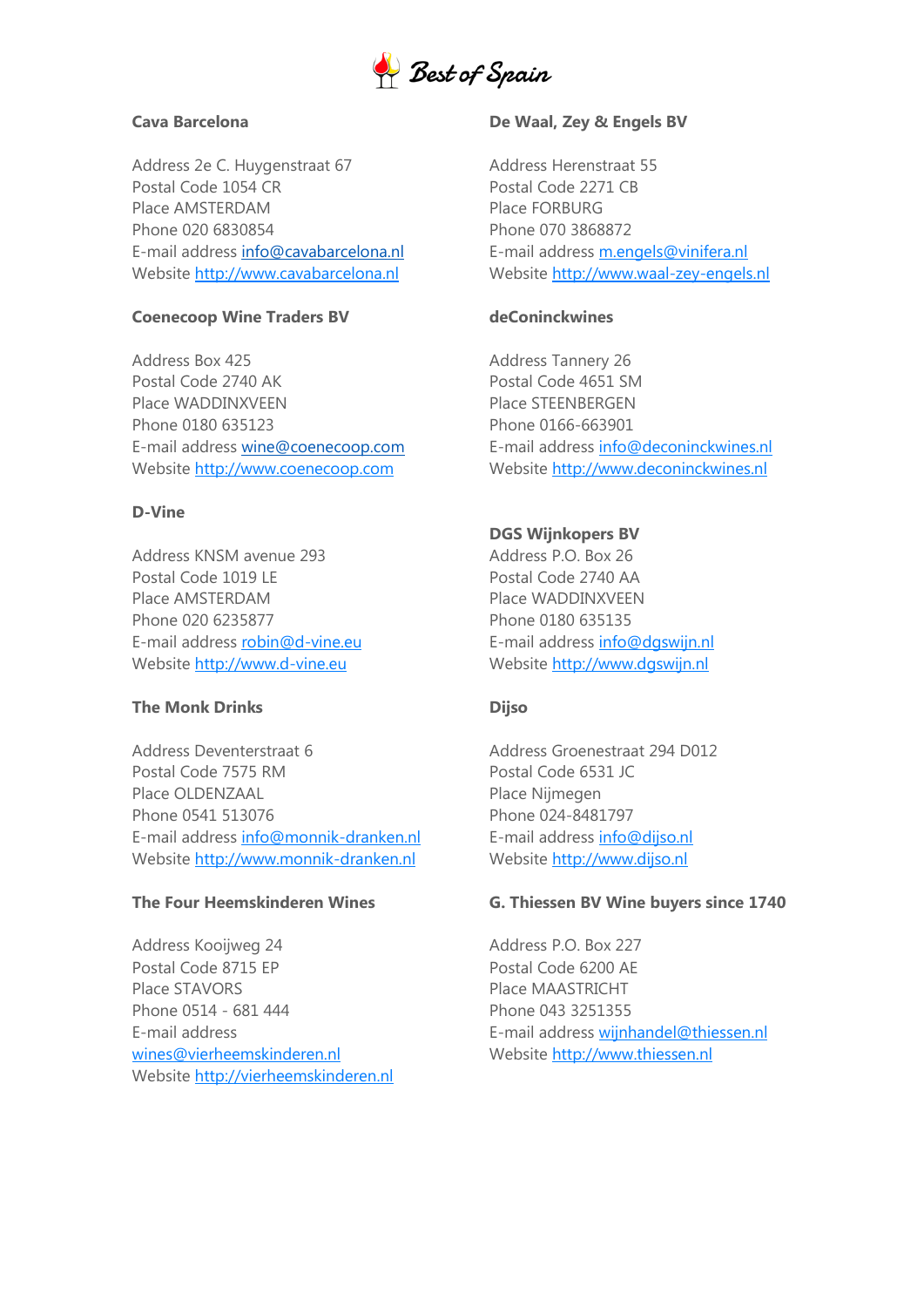**Cava Barcelona**

Address 2e C. Huygenstraat 67
Postal Code 1054 CR
Place AMSTERDAM
Phone 020 6830854
E-mail address info@cavabarcelona.nl
Website http://www.cavabarcelona.nl

**Coenecoop Wine Traders BV**

Address Box 425
Postal Code 2740 AK
Place WADDINXVEEN
Phone 0180 635123
E-mail address wine@coenecoop.com
Website http://www.coenecoop.com

**D-Vine**

Address KNSM avenue 293
Postal Code 1019 LE
Place AMSTERDAM
Phone 020 6235877
E-mail address robin@d-vine.eu
Website http://www.d-vine.eu

**The Monk Drinks**

Address Deventerstraat 6
Postal Code 7575 RM
Place OLDENZAAL
Phone 0541 513076
E-mail address info@monnik-dranken.nl
Website http://www.monnik-dranken.nl

**The Four Heemskinderen Wines**

Address Kooijweg 24
Postal Code 8715 EP
Place STAVORS
Phone 0514 - 681 444
E-mail address wines@vierheemskinderen.nl
Website http://vierheemskinderen.nl

**De Waal, Zey & Engels BV**

Address Herenstraat 55
Postal Code 2271 CB
Place FORBURG
Phone 070 3868872
E-mail address m.engels@vinifera.nl
Website http://www.waal-zey-engels.nl

**deConinckwines**

Address Tannery 26
Postal Code 4651 SM
Place STEENBERGEN
Phone 0166-663901
E-mail address info@deconinckwines.nl
Website http://www.deconinckwines.nl

**DGS Wijnkopers BV**

Address P.O. Box 26
Postal Code 2740 AA
Place WADDINXVEEN
Phone 0180 635135
E-mail address info@dgswijn.nl
Website http://www.dgswijn.nl

**Dijso**

Address Groenestraat 294 D012
Postal Code 6531 JC
Place Nijmegen
Phone 024-8481797
E-mail address info@dijso.nl
Website http://www.dijso.nl

**G. Thiessen BV Wine buyers since 1740**

Address P.O. Box 227
Postal Code 6200 AE
Place MAASTRICHT
Phone 043 3251355
E-mail address wijnhandel@thiessen.nl
Website http://www.thiessen.nl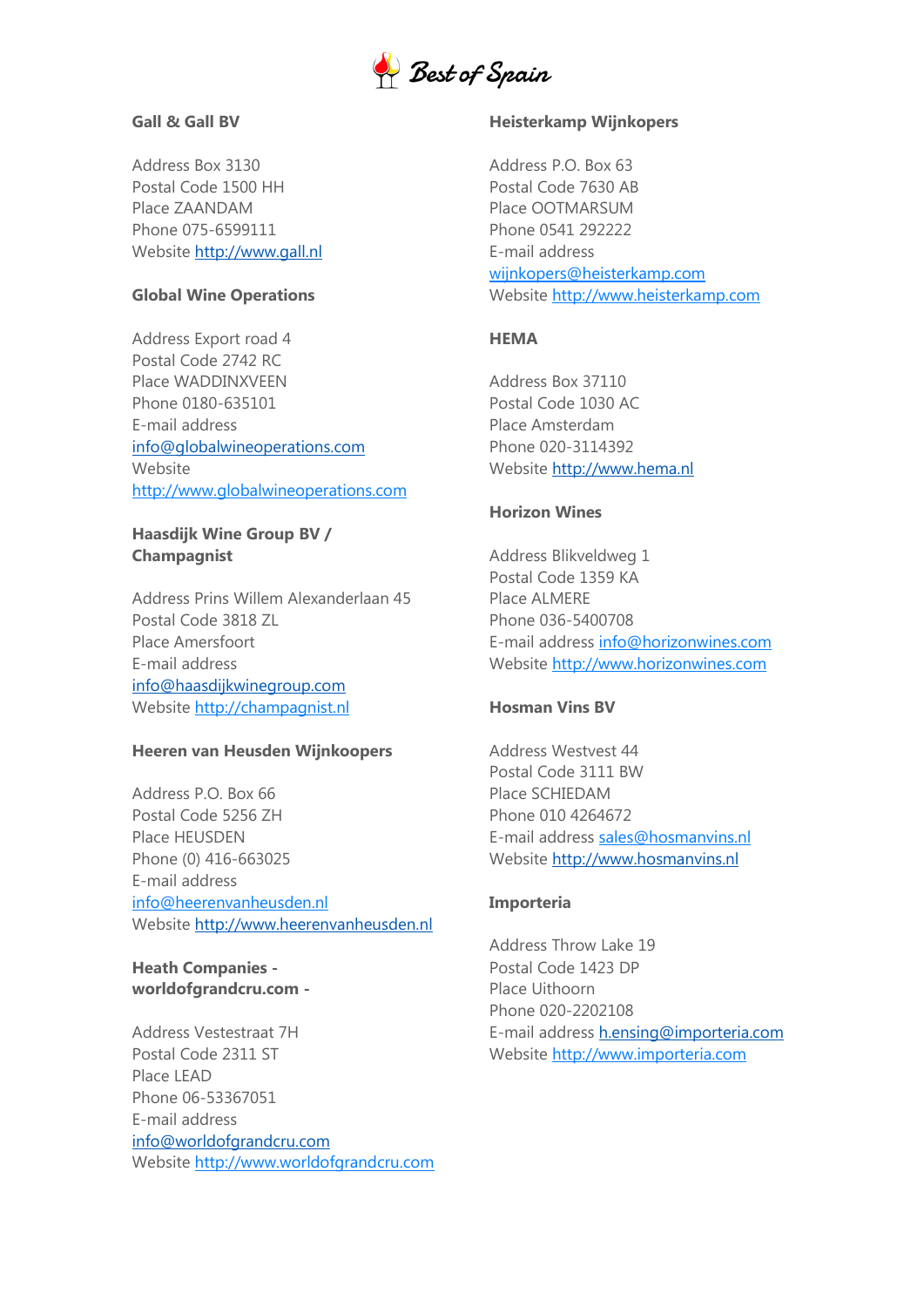### Gall & Gall BV

Address Box 3130
Postal Code 1500 HH
Place ZAANDAM
Phone 075-6599111
Website http://www.gall.nl

### Global Wine Operations

Address Export road 4
Postal Code 2742 RC
Place WADDINXVEEN
Phone 0180-635101
E-mail address
info@globalwineoperations.com
Website
http://www.globalwineoperations.com

### Haasdijk Wine Group BV / Champagnist

Address Prins Willem Alexanderlaan 45
Postal Code 3818 ZL
Place Amersfoort
E-mail address
info@haasdijkwinegroup.com
Website http://champagnist.nl

### Heeren van Heusden Wijnkoopers

Address P.O. Box 66
Postal Code 5256 ZH
Place HEUSDEN
Phone (0) 416-663025
E-mail address
info@heerenvanheusden.nl
Website http://www.heerenvanheusden.nl

### Heath Companies - worldofgrandcru.com -

Address Vestestraat 7H
Postal Code 2311 ST
Place LEAD
Phone 06-53367051
E-mail address
info@worldofgrandcru.com
Website http://www.worldofgrandcru.com

### Heisterkamp Wijnkopers

Address P.O. Box 63
Postal Code 7630 AB
Place OOTMARSUM
Phone 0541 292222
E-mail address
wijnkopers@heisterkamp.com
Website http://www.heisterkamp.com

### HEMA

Address Box 37110
Postal Code 1030 AC
Place Amsterdam
Phone 020-3114392
Website http://www.hema.nl

### Horizon Wines

Address Blikveldweg 1
Postal Code 1359 KA
Place ALMERE
Phone 036-5400708
E-mail address info@horizonwines.com
Website http://www.horizonwines.com

### Hosman Vins BV

Address Westvest 44
Postal Code 3111 BW
Place SCHIEDAM
Phone 010 4264672
E-mail address sales@hosmanvins.nl
Website http://www.hosmanvins.nl

### Importeria

Address Throw Lake 19
Postal Code 1423 DP
Place Uithoorn
Phone 020-2202108
E-mail address h.ensing@importeria.com
Website http://www.importeria.com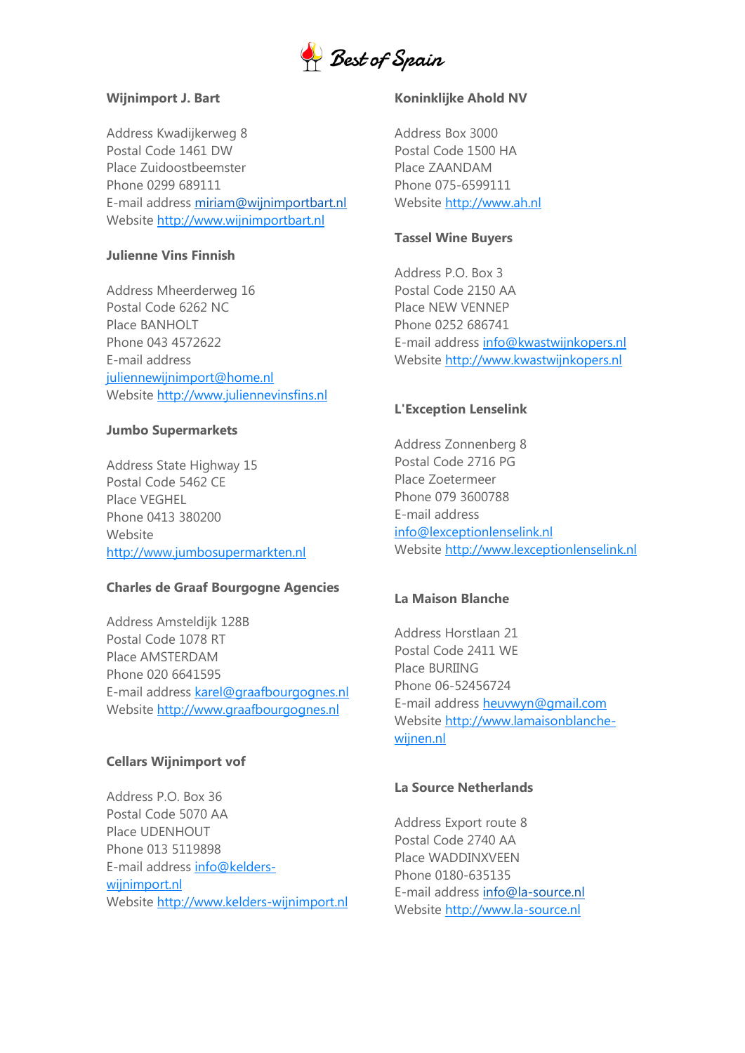### Wijnimport J. Bart

Address Kwadijkerweg 8
Postal Code 1461 DW
Place Zuidoostbeemster
Phone 0299 689111
E-mail address miriam@wijnimportbart.nl
Website http://www.wijnimportbart.nl

### Julienne Vins Finnish

Address Mheerderweg 16
Postal Code 6262 NC
Place BANHOLT
Phone 043 4572622
E-mail address
juliennewijnimport@home.nl
Website http://www.juliennevinsfins.nl

### Jumbo Supermarkets

Address State Highway 15
Postal Code 5462 CE
Place VEGHEL
Phone 0413 380200
Website
http://www.jumbosupermarkten.nl

### Charles de Graaf Bourgogne Agencies

Address Amsteldijk 128B
Postal Code 1078 RT
Place AMSTERDAM
Phone 020 6641595
E-mail address karel@graafbourgognes.nl
Website http://www.graafbourgognes.nl

### Cellars Wijnimport vof

Address P.O. Box 36
Postal Code 5070 AA
Place UDENHOUT
Phone 013 5119898
E-mail address info@kelders-wijnimport.nl
Website http://www.kelders-wijnimport.nl

### Koninklijke Ahold NV

Address Box 3000
Postal Code 1500 HA
Place ZAANDAM
Phone 075-6599111
Website http://www.ah.nl

### Tassel Wine Buyers

Address P.O. Box 3
Postal Code 2150 AA
Place NEW VENNEP
Phone 0252 686741
E-mail address info@kwastwijnkopers.nl
Website http://www.kwastwijnkopers.nl

### L'Exception Lenselink

Address Zonnenberg 8
Postal Code 2716 PG
Place Zoetermeer
Phone 079 3600788
E-mail address
info@lexceptionlenselink.nl
Website http://www.lexceptionlenselink.nl

### La Maison Blanche

Address Horstlaan 21
Postal Code 2411 WE
Place BURIING
Phone 06-52456724
E-mail address heuvwyn@gmail.com
Website http://www.lamaisonblanche-wijnen.nl

### La Source Netherlands

Address Export route 8
Postal Code 2740 AA
Place WADDINXVEEN
Phone 0180-635135
E-mail address info@la-source.nl
Website http://www.la-source.nl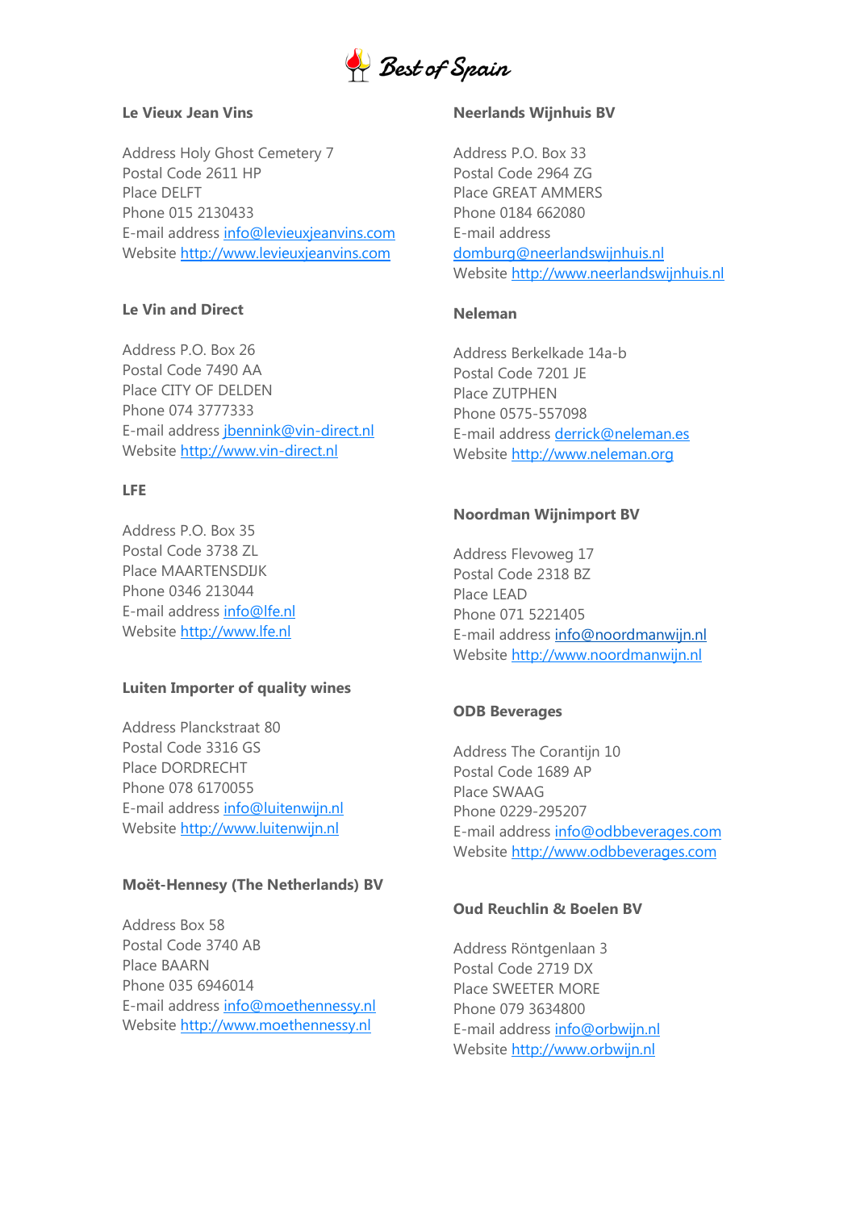### Le Vieux Jean Vins

Address Holy Ghost Cemetery 7
Postal Code 2611 HP
Place DELFT
Phone 015 2130433
E-mail address info@levieuxjeanvins.com
Website http://www.levieuxjeanvins.com

### Le Vin and Direct

Address P.O. Box 26
Postal Code 7490 AA
Place CITY OF DELDEN
Phone 074 3777333
E-mail address jbennink@vin-direct.nl
Website http://www.vin-direct.nl

### LFE

Address P.O. Box 35
Postal Code 3738 ZL
Place MAARTENSDIJK
Phone 0346 213044
E-mail address info@lfe.nl
Website http://www.lfe.nl

### Luiten Importer of quality wines

Address Planckstraat 80
Postal Code 3316 GS
Place DORDRECHT
Phone 078 6170055
E-mail address info@luitenwijn.nl
Website http://www.luitenwijn.nl

### Moët-Hennesy (The Netherlands) BV

Address Box 58
Postal Code 3740 AB
Place BAARN
Phone 035 6946014
E-mail address info@moethennessy.nl
Website http://www.moethennessy.nl

### Neerlands Wijnhuis BV

Address P.O. Box 33
Postal Code 2964 ZG
Place GREAT AMMERS
Phone 0184 662080
E-mail address domburg@neerlandswijnhuis.nl
Website http://www.neerlandswijnhuis.nl

### Neleman

Address Berkelkade 14a-b
Postal Code 7201 JE
Place ZUTPHEN
Phone 0575-557098
E-mail address derrick@neleman.es
Website http://www.neleman.org

### Noordman Wijnimport BV

Address Flevoweg 17
Postal Code 2318 BZ
Place LEAD
Phone 071 5221405
E-mail address info@noordmanwijn.nl
Website http://www.noordmanwijn.nl

### ODB Beverages

Address The Corantijn 10
Postal Code 1689 AP
Place SWAAG
Phone 0229-295207
E-mail address info@odbbeverages.com
Website http://www.odbbeverages.com

### Oud Reuchlin & Boelen BV

Address Röntgenlaan 3
Postal Code 2719 DX
Place SWEETER MORE
Phone 079 3634800
E-mail address info@orbwijn.nl
Website http://www.orbwijn.nl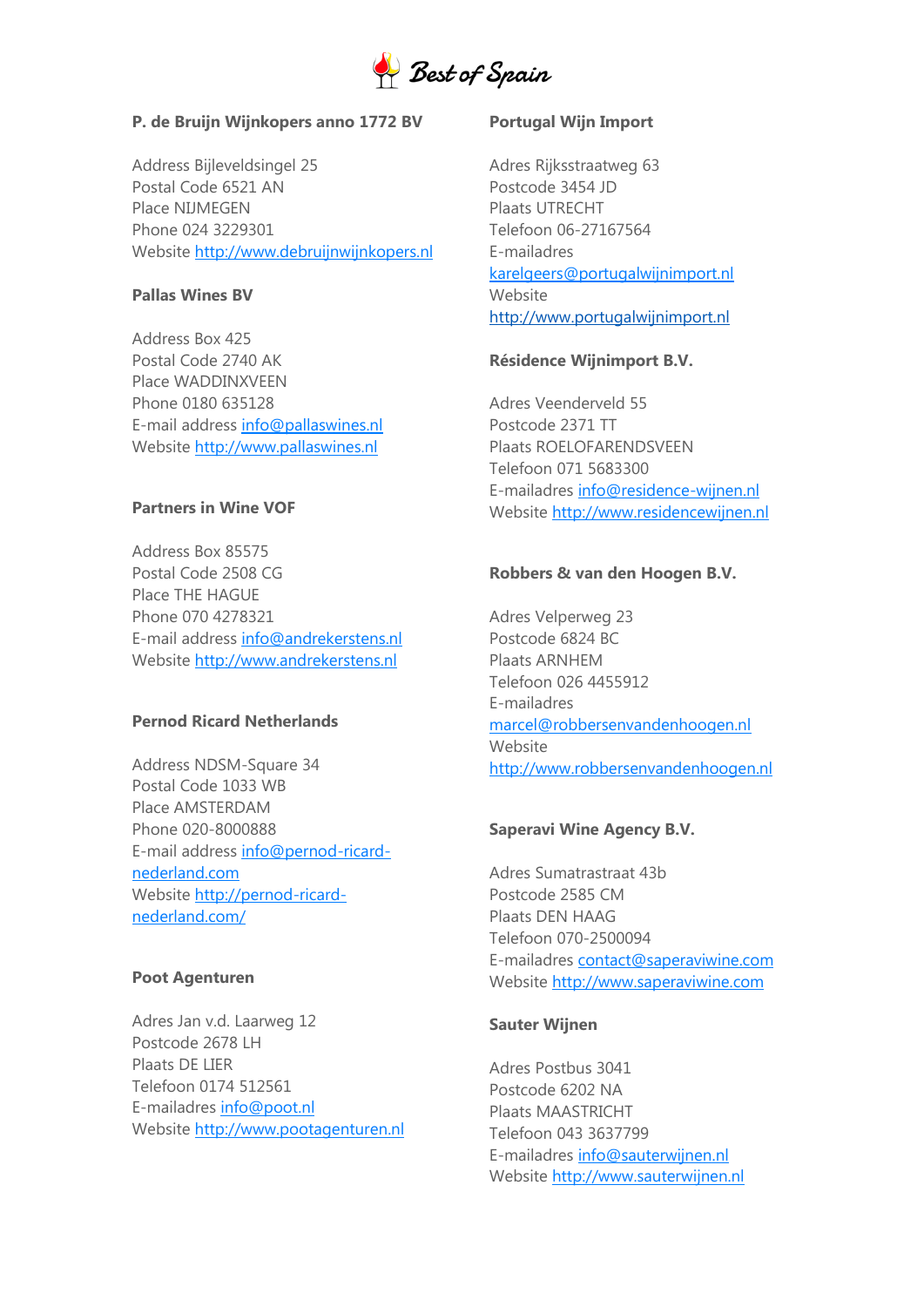### P. de Bruijn Wijnkopers anno 1772 BV

Address Bijleveldsingel 25
Postal Code 6521 AN
Place NIJMEGEN
Phone 024 3229301
Website http://www.debruijnwijnkopers.nl

### Pallas Wines BV

Address Box 425
Postal Code 2740 AK
Place WADDINXVEEN
Phone 0180 635128
E-mail address info@pallaswines.nl
Website http://www.pallaswines.nl

### Partners in Wine VOF

Address Box 85575
Postal Code 2508 CG
Place THE HAGUE
Phone 070 4278321
E-mail address info@andrekerstens.nl
Website http://www.andrekerstens.nl

### Pernod Ricard Netherlands

Address NDSM-Square 34
Postal Code 1033 WB
Place AMSTERDAM
Phone 020-8000888
E-mail address info@pernod-ricard-nederland.com
Website http://pernod-ricard-nederland.com/

### Poot Agenturen

Adres Jan v.d. Laarweg 12
Postcode 2678 LH
Plaats DE LIER
Telefoon 0174 512561
E-mailadres info@poot.nl
Website http://www.pootagenturen.nl

### Portugal Wijn Import

Adres Rijksstraatweg 63
Postcode 3454 JD
Plaats UTRECHT
Telefoon 06-27167564
E-mailadres
karelgeers@portugalwijnimport.nl
Website
http://www.portugalwijnimport.nl

### Résidence Wijnimport B.V.

Adres Veenderveld 55
Postcode 2371 TT
Plaats ROELOFARENDSVEEN
Telefoon 071 5683300
E-mailadres info@residence-wijnen.nl
Website http://www.residencewijnen.nl

### Robbers & van den Hoogen B.V.

Adres Velperweg 23
Postcode 6824 BC
Plaats ARNHEM
Telefoon 026 4455912
E-mailadres
marcel@robbersenvandenhoogen.nl
Website
http://www.robbersenvandenhoogen.nl

### Saperavi Wine Agency B.V.

Adres Sumatrastraat 43b
Postcode 2585 CM
Plaats DEN HAAG
Telefoon 070-2500094
E-mailadres contact@saperaviwine.com
Website http://www.saperaviwine.com

### Sauter Wijnen

Adres Postbus 3041
Postcode 6202 NA
Plaats MAASTRICHT
Telefoon 043 3637799
E-mailadres info@sauterwijnen.nl
Website http://www.sauterwijnen.nl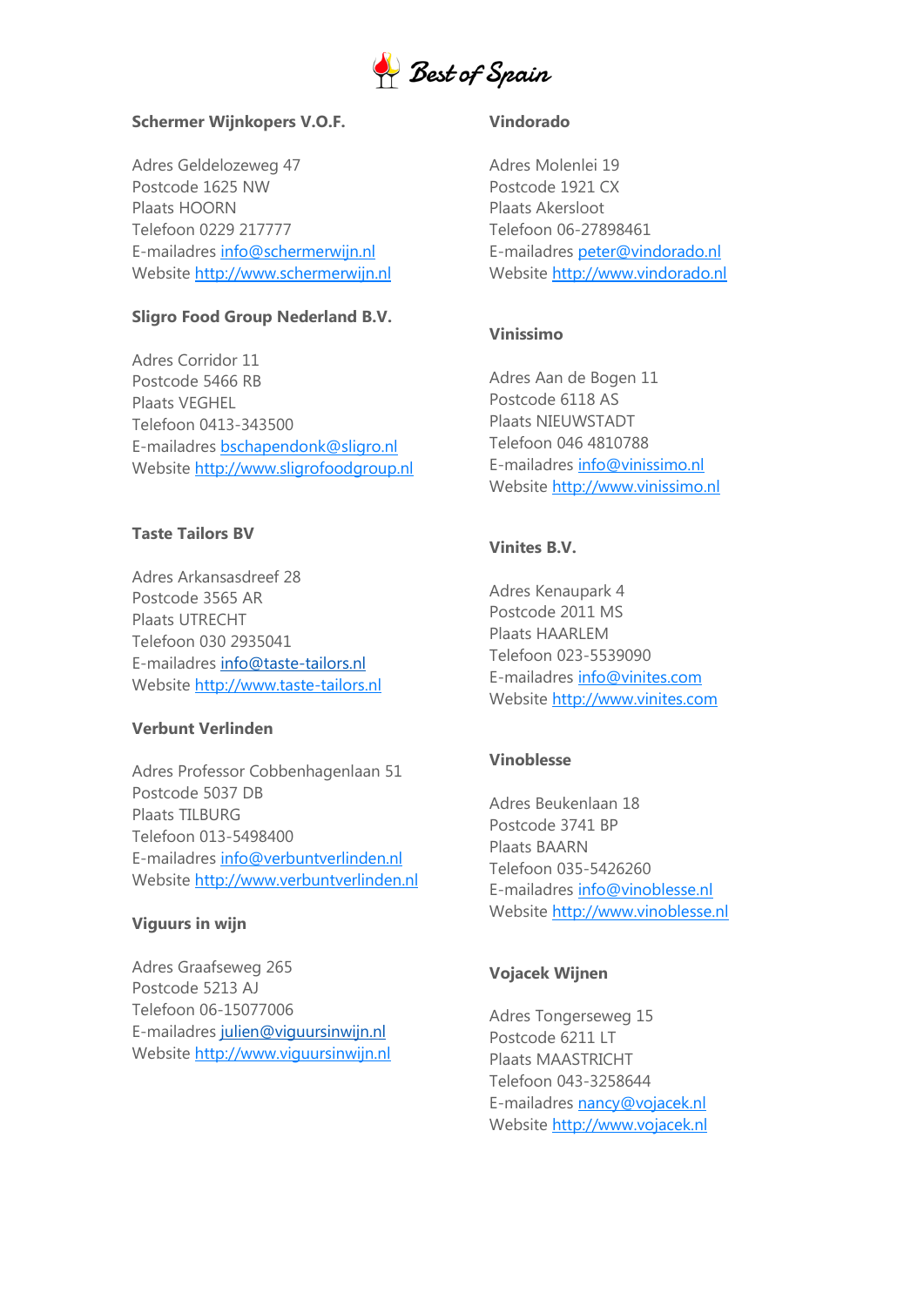**Schermer Wijnkopers V.O.F.**

Adres Geldelozeweg 47
Postcode 1625 NW
Plaats HOORN
Telefoon 0229 217777
E-mailadres info@schermerwijn.nl
Website http://www.schermerwijn.nl

**Sligro Food Group Nederland B.V.**

Adres Corridor 11
Postcode 5466 RB
Plaats VEGHEL
Telefoon 0413-343500
E-mailadres bschapendonk@sligro.nl
Website http://www.sligrofoodgroup.nl

**Taste Tailors BV**

Adres Arkansasdreef 28
Postcode 3565 AR
Plaats UTRECHT
Telefoon 030 2935041
E-mailadres info@taste-tailors.nl
Website http://www.taste-tailors.nl

**Verbunt Verlinden**

Adres Professor Cobbenhagenlaan 51
Postcode 5037 DB
Plaats TILBURG
Telefoon 013-5498400
E-mailadres info@verbuntverlinden.nl
Website http://www.verbuntverlinden.nl

**Viguurs in wijn**

Adres Graafseweg 265
Postcode 5213 AJ
Telefoon 06-15077006
E-mailadres julien@viguursinwijn.nl
Website http://www.viguursinwijn.nl

**Vindorado**

Adres Molenlei 19
Postcode 1921 CX
Plaats Akersloot
Telefoon 06-27898461
E-mailadres peter@vindorado.nl
Website http://www.vindorado.nl

**Vinissimo**

Adres Aan de Bogen 11
Postcode 6118 AS
Plaats NIEUWSTADT
Telefoon 046 4810788
E-mailadres info@vinissimo.nl
Website http://www.vinissimo.nl

**Vinites B.V.**

Adres Kenaupark 4
Postcode 2011 MS
Plaats HAARLEM
Telefoon 023-5539090
E-mailadres info@vinites.com
Website http://www.vinites.com

**Vinoblesse**

Adres Beukenlaan 18
Postcode 3741 BP
Plaats BAARN
Telefoon 035-5426260
E-mailadres info@vinoblesse.nl
Website http://www.vinoblesse.nl

**Vojacek Wijnen**

Adres Tongerseweg 15
Postcode 6211 LT
Plaats MAASTRICHT
Telefoon 043-3258644
E-mailadres nancy@vojacek.nl
Website http://www.vojacek.nl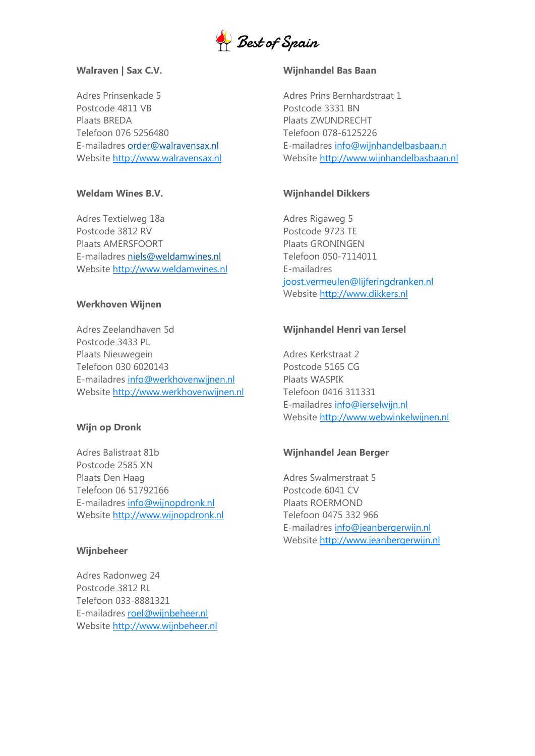### Walraven | Sax C.V.

Adres Prinsenkade 5
Postcode 4811 VB
Plaats BREDA
Telefoon 076 5256480
E-mailadres order@walravensax.nl
Website http://www.walravensax.nl

### Weldam Wines B.V.

Adres Textielweg 18a
Postcode 3812 RV
Plaats AMERSFOORT
E-mailadres niels@weldamwines.nl
Website http://www.weldamwines.nl

### Werkhoven Wijnen

Adres Zeelandhaven 5d
Postcode 3433 PL
Plaats Nieuwegein
Telefoon 030 6020143
E-mailadres info@werkhovenwijnen.nl
Website http://www.werkhovenwijnen.nl

### Wijn op Dronk

Adres Balistraat 81b
Postcode 2585 XN
Plaats Den Haag
Telefoon 06 51792166
E-mailadres info@wijnopdronk.nl
Website http://www.wijnopdronk.nl

### Wijnbeheer

Adres Radonweg 24
Postcode 3812 RL
Telefoon 033-8881321
E-mailadres roel@wijnbeheer.nl
Website http://www.wijnbeheer.nl

### Wijnhandel Bas Baan

Adres Prins Bernhardstraat 1
Postcode 3331 BN
Plaats ZWIJNDRECHT
Telefoon 078-6125226
E-mailadres info@wijnhandelbasbaan.n
Website http://www.wijnhandelbasbaan.nl

### Wijnhandel Dikkers

Adres Rigaweg 5
Postcode 9723 TE
Plaats GRONINGEN
Telefoon 050-7114011
E-mailadres
joost.vermeulen@lijferingdranken.nl
Website http://www.dikkers.nl

### Wijnhandel Henri van Iersel

Adres Kerkstraat 2
Postcode 5165 CG
Plaats WASPIK
Telefoon 0416 311331
E-mailadres info@ierselwijn.nl
Website http://www.webwinkelwijnen.nl

### Wijnhandel Jean Berger

Adres Swalmerstraat 5
Postcode 6041 CV
Plaats ROERMOND
Telefoon 0475 332 966
E-mailadres info@jeanbergerwijn.nl
Website http://www.jeanbergerwijn.nl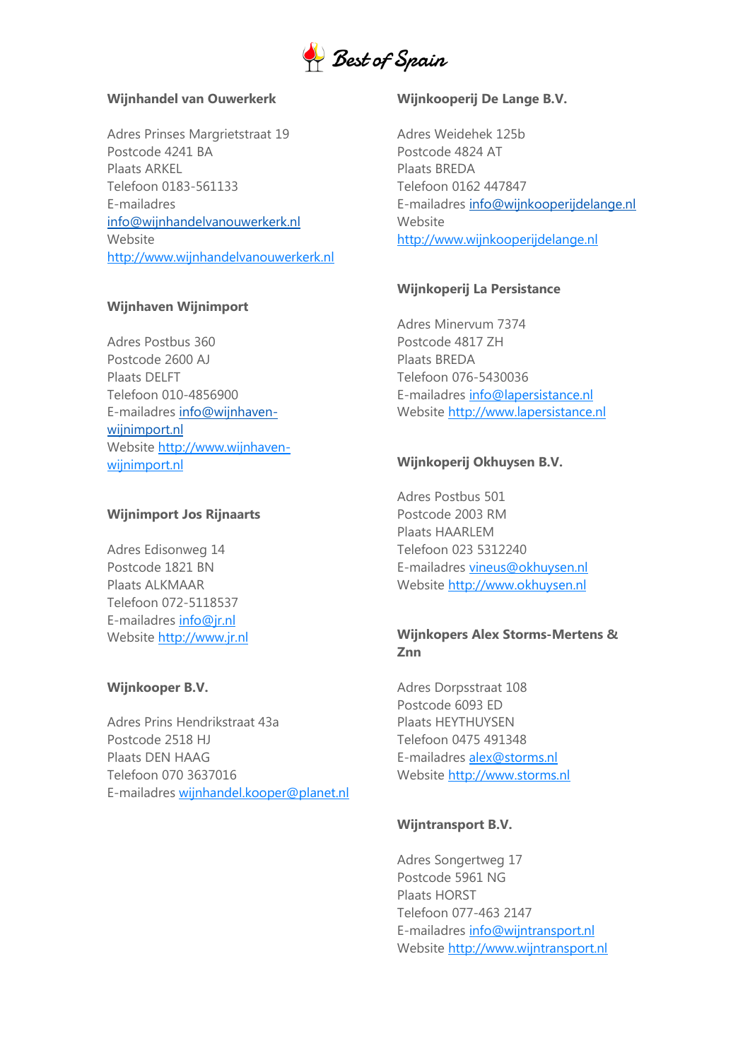**Wijnhandel van Ouwerkerk**

Adres Prinses Margrietstraat 19
Postcode 4241 BA
Plaats ARKEL
Telefoon 0183-561133
E-mailadres
info@wijnhandelvanouwerkerk.nl
Website
http://www.wijnhandelvanouwerkerk.nl

**Wijnhaven Wijnimport**

Adres Postbus 360
Postcode 2600 AJ
Plaats DELFT
Telefoon 010-4856900
E-mailadres info@wijnhaven-wijnimport.nl
Website http://www.wijnhaven-wijnimport.nl

**Wijnimport Jos Rijnaarts**

Adres Edisonweg 14
Postcode 1821 BN
Plaats ALKMAAR
Telefoon 072-5118537
E-mailadres info@jr.nl
Website http://www.jr.nl

**Wijnkooper B.V.**

Adres Prins Hendrikstraat 43a
Postcode 2518 HJ
Plaats DEN HAAG
Telefoon 070 3637016
E-mailadres wijnhandel.kooper@planet.nl

**Wijnkooperij De Lange B.V.**

Adres Weidehek 125b
Postcode 4824 AT
Plaats BREDA
Telefoon 0162 447847
E-mailadres info@wijnkooperijdelange.nl
Website
http://www.wijnkooperijdelange.nl

**Wijnkoperij La Persistance**

Adres Minervum 7374
Postcode 4817 ZH
Plaats BREDA
Telefoon 076-5430036
E-mailadres info@lapersistance.nl
Website http://www.lapersistance.nl

**Wijnkoperij Okhuysen B.V.**

Adres Postbus 501
Postcode 2003 RM
Plaats HAARLEM
Telefoon 023 5312240
E-mailadres vineus@okhuysen.nl
Website http://www.okhuysen.nl

**Wijnkopers Alex Storms-Mertens & Znn**

Adres Dorpsstraat 108
Postcode 6093 ED
Plaats HEYTHUYSEN
Telefoon 0475 491348
E-mailadres alex@storms.nl
Website http://www.storms.nl

**Wijntransport B.V.**

Adres Songertweg 17
Postcode 5961 NG
Plaats HORST
Telefoon 077-463 2147
E-mailadres info@wijntransport.nl
Website http://www.wijntransport.nl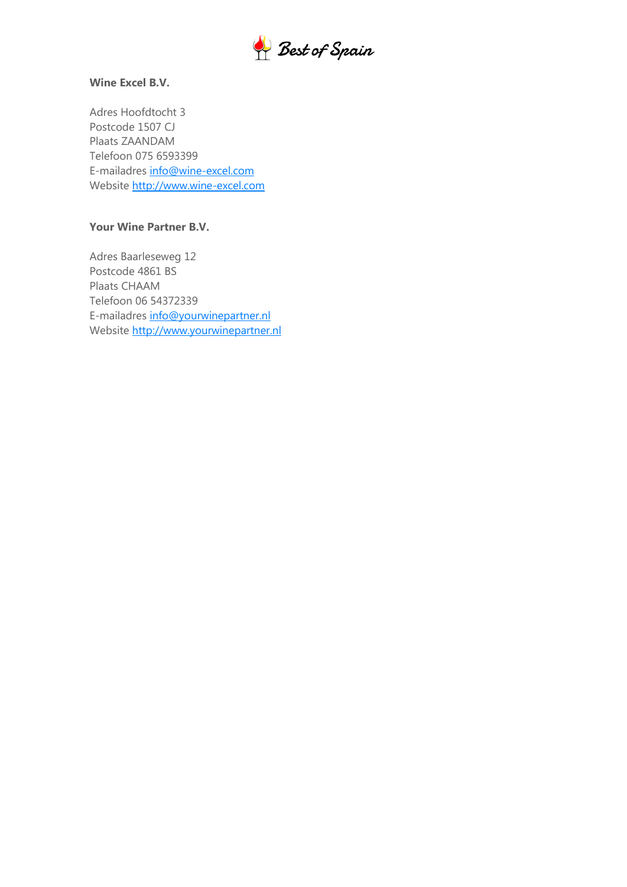**Wine Excel B.V.**

Adres Hoofdtocht 3
Postcode 1507 CJ
Plaats ZAANDAM
Telefoon 075 6593399
E-mailadres info@wine-excel.com
Website http://www.wine-excel.com

**Your Wine Partner B.V.**

Adres Baarleseweg 12
Postcode 4861 BS
Plaats CHAAM
Telefoon 06 54372339
E-mailadres info@yourwinepartner.nl
Website http://www.yourwinepartner.nl